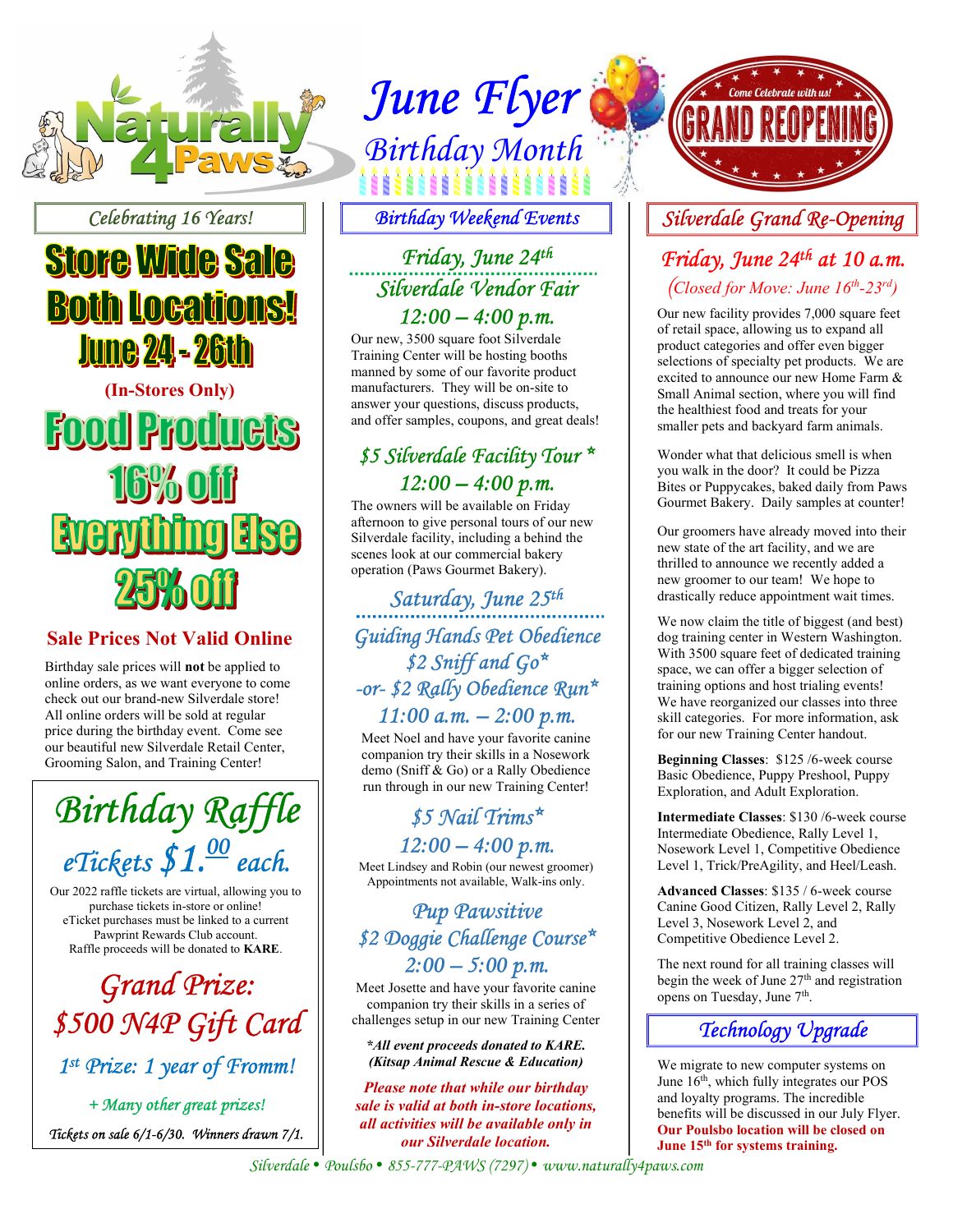# June Flyer

## Birthday Month

Naturally 4 Paws

**Come Celebrate with us! GRAND REOPENING**

*Celebrating 16 Years!*

# Store Wide Sale Both Locations! June 24 - 26th

**(In-Stores Only)**

## Food Products 16% off

## Everything Else 25% off

### Sale Prices Not Valid Online

Birthday sale prices will **not** be applied to online orders, as we want everyone to come check out our brand-new Silverdale store! All online orders will be sold at regular price during the birthday event. Come see our beautiful new Silverdale Retail Center, Grooming Salon, and Training Center!

## Birthday Raffle

### eTickets $1.00 each.

Our 2022 raffle tickets are virtual, allowing you to purchase tickets in-store or online! eTicket purchases must be linked to a current Pawprint Rewards Club account. Raffle proceeds will be donated to **KARE**.

### Grand Prize: $500 N4P Gift Card

*1st Prize: 1 year of Fromm!*

*+ Many other great prizes!*

*Tickets on sale 6/1-6/30. Winners drawn 7/1.*

## Birthday Weekend Events

### Friday, June 24th

### Silverdale Vendor Fair 12:00 – 4:00 p.m.

Our new, 3500 square foot Silverdale Training Center will be hosting booths manned by some of our favorite product manufacturers. They will be on-site to answer your questions, discuss products, and offer samples, coupons, and great deals!

### $5 Silverdale Facility Tour* 12:00 – 4:00 p.m.

The owners will be available on Friday afternoon to give personal tours of our new Silverdale facility, including a behind the scenes look at our commercial bakery operation (Paws Gourmet Bakery).

### Saturday, June 25th

### Guiding Hands Pet Obedience $2 Sniff and Go* -or- $2 Rally Obedience Run* 11:00 a.m. – 2:00 p.m.

Meet Noel and have your favorite canine companion try their skills in a Nosework demo (Sniff & Go) or a Rally Obedience run through in our new Training Center!

### $5 Nail Trims* 12:00 – 4:00 p.m.

Meet Lindsey and Robin (our newest groomer) Appointments not available, Walk-ins only.

### Pup Pawsitive $2 Doggie Challenge Course* 2:00 – 5:00 p.m.

Meet Josette and have your favorite canine companion try their skills in a series of challenges setup in our new Training Center

***All event proceeds donated to KARE. (Kitsap Animal Rescue & Education)***

***Please note that while our birthday sale is valid at both in-store locations, all activities will be available only in our Silverdale location.***

## Silverdale Grand Re-Opening

### Friday, June 24th at 10 a.m.

*(Closed for Move: June 16th-23rd)*

Our new facility provides 7,000 square feet of retail space, allowing us to expand all product categories and offer even bigger selections of specialty pet products. We are excited to announce our new Home Farm & Small Animal section, where you will find the healthiest food and treats for your smaller pets and backyard farm animals.

Wonder what that delicious smell is when you walk in the door? It could be Pizza Bites or Puppycakes, baked daily from Paws Gourmet Bakery. Daily samples at counter!

Our groomers have already moved into their new state of the art facility, and we are thrilled to announce we recently added a new groomer to our team! We hope to drastically reduce appointment wait times.

We now claim the title of biggest (and best) dog training center in Western Washington. With 3500 square feet of dedicated training space, we can offer a bigger selection of training options and host trialing events! We have reorganized our classes into three skill categories. For more information, ask for our new Training Center handout.

**Beginning Classes**: $125 /6-week course Basic Obedience, Puppy Preshool, Puppy Exploration, and Adult Exploration.

**Intermediate Classes**: $130 /6-week course Intermediate Obedience, Rally Level 1, Nosework Level 1, Competitive Obedience Level 1, Trick/PreAgility, and Heel/Leash.

**Advanced Classes**: $135 / 6-week course Canine Good Citizen, Rally Level 2, Rally Level 3, Nosework Level 2, and Competitive Obedience Level 2.

The next round for all training classes will begin the week of June 27th and registration opens on Tuesday, June 7th.

## Technology Upgrade

We migrate to new computer systems on June 16th, which fully integrates our POS and loyalty programs. The incredible benefits will be discussed in our July Flyer. **Our Poulsbo location will be closed on June 15th for systems training.**

*Silverdale • Poulsbo • 855-777-PAWS (7297) • www.naturally4paws.com*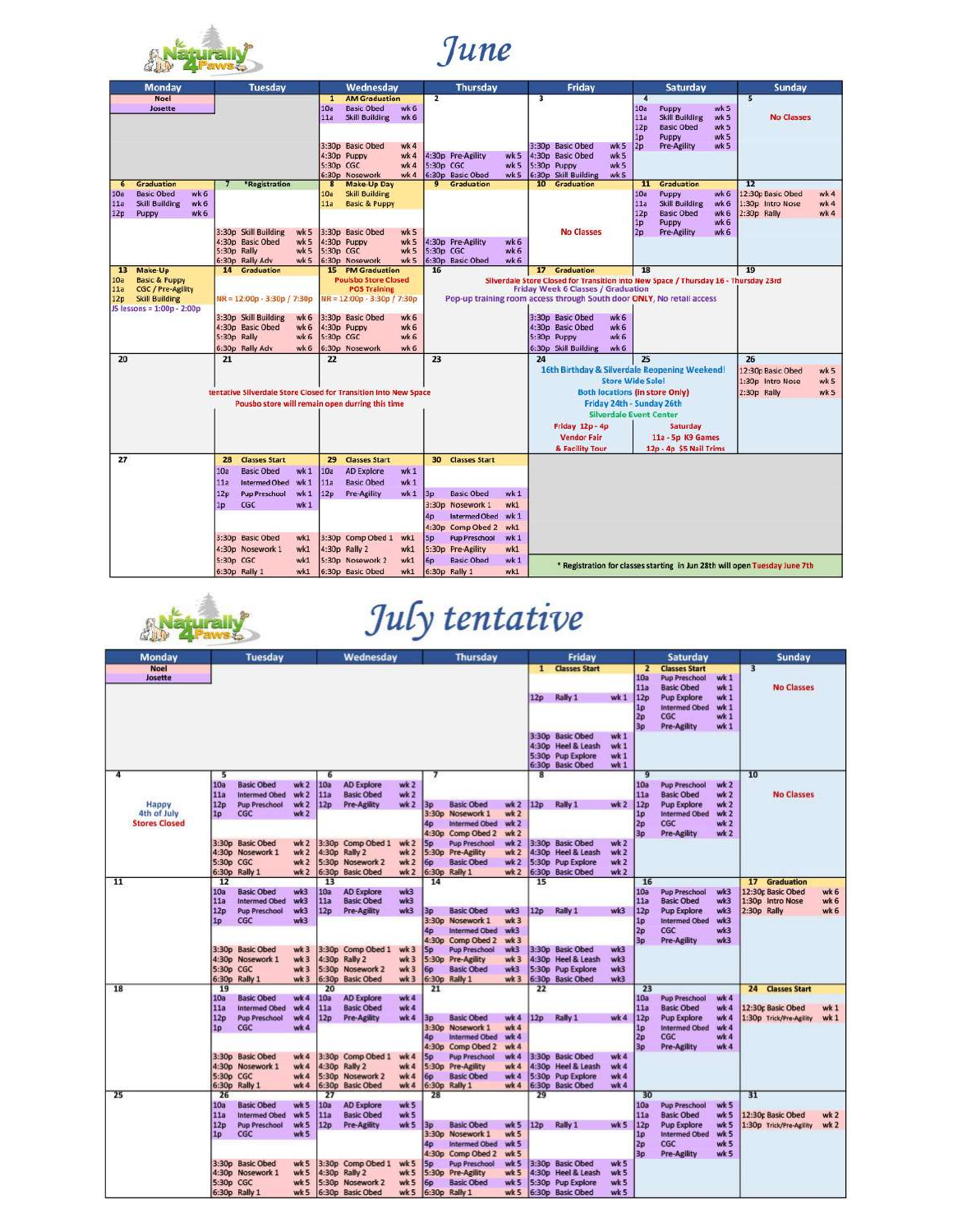# June

| Monday | Tuesday | Wednesday | Thursday | Friday | Saturday | Sunday |
|---|---|---|---|---|---|---|
| Noel<br>Josette | | **1 AM Graduation**<br>10a Basic Obed wk 6<br>11a Skill Building wk 6<br><br>3:30p Basic Obed wk 4<br>4:30p Puppy wk 4<br>5:30p CGC wk 4<br>6:30p Nosework wk 4 | **2**<br><br>4:30p Pre-Agility wk 5<br>5:30p CGC wk 5<br>6:30p Basic Obed wk 5 | **3**<br><br>3:30p Basic Obed wk 5<br>4:30p Basic Obed wk 5<br>5:30p Puppy wk 5<br>6:30p Skill Building wk 5 | **4**<br>10a Puppy wk 5<br>11a Skill Building wk 5<br>12p Basic Obed wk 5<br>1p Puppy wk 5<br>2p Pre-Agility wk 5 | **5**<br>No Classes |
| **6 Graduation**<br>10a Basic Obed wk 6<br>11a Skill Building wk 6<br>12p Puppy wk 6 | **7 *Registration**<br><br>3:30p Skill Building wk 5<br>4:30p Basic Obed wk 5<br>5:30p Rally wk 5<br>6:30p Rally Adv wk 5 | **8 Make-Up Day**<br>10a Skill Building<br>11a Basic & Puppy<br><br>3:30p Basic Obed wk 5<br>4:30p Puppy wk 5<br>5:30p CGC wk 5<br>6:30p Nosework wk 5 | **9 Graduation**<br><br>4:30p Pre-Agility wk 6<br>5:30p CGC wk 6<br>6:30p Basic Obed wk 6 | **10 Graduation**<br><br>No Classes | **11 Graduation**<br>10a Puppy wk 6<br>11a Skill Building wk 6<br>12p Basic Obed wk 6<br>1p Puppy wk 6<br>2p Pre-Agility wk 6 | **12**<br>12:30p Basic Obed wk 4<br>1:30p Intro Nose wk 4<br>2:30p Rally wk 4 |
| **13 Make-Up**<br>10a Basic & Puppy<br>11a CGC / Pre-Agility<br>12p Skill Building<br>JS lessons = 1:00p - 2:00p | **14 Graduation**<br><br>NR = 12:00p - 3:30p / 7:30p<br><br>3:30p Skill Building wk 6<br>4:30p Basic Obed wk 6<br>5:30p Rally wk 6<br>6:30p Rally Adv wk 6 | **15 PM Graduation**<br>Poulsbo Store Closed<br>POS Training<br>NR = 12:00p - 3:30p / 7:30p<br><br>3:30p Basic Obed wk 6<br>4:30p Puppy wk 6<br>5:30p CGC wk 6<br>6:30p Nosework wk 6 | **16**<br>Silverdale Store Closed for Transition into New Space / Thursday 16 - Thursday 23rd<br>Friday Week 6 Classes / Graduation<br>Pop-up training room access through South door ONLY, No retail access | **17 Graduation**<br><br>3:30p Basic Obed wk 6<br>4:30p Basic Obed wk 6<br>5:30p Puppy wk 6<br>6:30p Skill Building wk 6 | **18** | **19** |
| **20** | **21**<br>tentative Silverdale Store Closed for Transition into New Space<br>Pousbo store will remain open durring this time | **22** | **23** | **24**<br>16th Birthday & Silverdale Reopening Weekend!<br>Store Wide Sale!<br>Both locations (in store Only)<br>Friday 24th - Sunday 26th<br>Silverdale Event Center<br>Friday 12p - 4p<br>Vendor Fair<br>& Facility Tour | **25**<br>Saturday<br>11a - 5p K9 Games<br>12p - 4p $5 Nail Trims | **26**<br>12:30p Basic Obed wk 5<br>1:30p Intro Nose wk 5<br>2:30p Rally wk 5 |
| **27** | **28 Classes Start**<br>10a Basic Obed wk 1<br>11a Intermed Obed wk 1<br>12p Pup Preschool wk 1<br>1p CGC wk 1<br><br>3:30p Basic Obed wk1<br>4:30p Nosework 1 wk1<br>5:30p CGC wk1<br>6:30p Rally 1 wk1 | **29 Classes Start**<br>10a AD Explore wk 1<br>11a Basic Obed wk 1<br>12p Pre-Agility wk 1<br><br>3:30p Comp Obed 1 wk1<br>4:30p Rally 2 wk1<br>5:30p Nosework 2 wk1<br>6:30p Basic Obed wk1 | **30 Classes Start**<br><br>3p Basic Obed wk 1<br>3:30p Nosework 1 wk1<br>4p Intermed Obed wk 1<br>4:30p Comp Obed 2 wk1<br>5p Pup Preschool wk 1<br>5:30p Pre-Agility wk1<br>6p Basic Obed wk 1<br>6:30p Rally 1 wk1 | * Registration for classes starting in Jun 28th will open Tuesday June 7th | | |

# July tentative

| Monday | Tuesday | Wednesday | Thursday | Friday | Saturday | Sunday |
|---|---|---|---|---|---|---|
| Noel<br>Josette | | | | **1 Classes Start**<br><br>12p Rally 1 wk 1<br><br>3:30p Basic Obed wk 1<br>4:30p Heel & Leash wk 1<br>5:30p Pup Explore wk 1<br>6:30p Basic Obed wk 1 | **2 Classes Start**<br>10a Pup Preschool wk 1<br>11a Basic Obed wk 1<br>12p Pup Explore wk 1<br>1p Intermed Obed wk 1<br>2p CGC wk 1<br>3p Pre-Agility wk 1 | **3**<br>No Classes |
| **4**<br>Happy 4th of July<br>Stores Closed | **5**<br>10a Basic Obed wk 2<br>11a Intermed Obed wk 2<br>12p Pup Preschool wk 2<br>1p CGC wk 2<br><br>3:30p Basic Obed wk 2<br>4:30p Nosework 1 wk 2<br>5:30p CGC wk 2<br>6:30p Rally 1 wk 2 | **6**<br>10a AD Explore wk 2<br>11a Basic Obed wk 2<br>12p Pre-Agility wk 2<br><br>3:30p Comp Obed 1 wk 2<br>4:30p Rally 2 wk 2<br>5:30p Nosework 2 wk 2<br>6:30p Basic Obed wk 2 | **7**<br><br>3p Basic Obed wk 2<br>3:30p Nosework 1 wk 2<br>4p Intermed Obed wk 2<br>4:30p Comp Obed 2 wk 2<br>5p Pup Preschool wk 2<br>5:30p Pre-Agility wk 2<br>6p Basic Obed wk 2<br>6:30p Rally 1 wk 2 | **8**<br><br>12p Rally 1 wk 2<br><br>3:30p Basic Obed wk 2<br>4:30p Heel & Leash wk 2<br>5:30p Pup Explore wk 2<br>6:30p Basic Obed wk 2 | **9**<br>10a Pup Preschool wk 2<br>11a Basic Obed wk 2<br>12p Pup Explore wk 2<br>1p Intermed Obed wk 2<br>2p CGC wk 2<br>3p Pre-Agility wk 2 | **10**<br>No Classes |
| **11** | **12**<br>10a Basic Obed wk3<br>11a Intermed Obed wk3<br>12p Pup Preschool wk3<br>1p CGC wk3<br><br>3:30p Basic Obed wk 3<br>4:30p Nosework 1 wk 3<br>5:30p CGC wk 3<br>6:30p Rally 1 wk 3 | **13**<br>10a AD Explore wk3<br>11a Basic Obed wk3<br>12p Pre-Agility wk3<br><br>3:30p Comp Obed 1 wk 3<br>4:30p Rally 2 wk 3<br>5:30p Nosework 2 wk 3<br>6:30p Basic Obed wk 3 | **14**<br><br>3p Basic Obed wk3<br>3:30p Nosework 1 wk 3<br>4p Intermed Obed wk3<br>4:30p Comp Obed 2 wk 3<br>5p Pup Preschool wk 3<br>5:30p Pre-Agility wk 3<br>6p Basic Obed wk3<br>6:30p Rally 1 wk 3 | **15**<br><br>12p Rally 1 wk3<br><br>3:30p Basic Obed wk3<br>4:30p Heel & Leash wk3<br>5:30p Pup Explore wk3<br>6:30p Basic Obed wk3 | **16**<br>10a Pup Preschool wk3<br>11a Basic Obed wk3<br>12p Pup Explore wk3<br>1p Intermed Obed wk3<br>2p CGC wk3<br>3p Pre-Agility wk3 | **17 Graduation**<br>12:30p Basic Obed wk 6<br>1:30p Intro Nose wk 6<br>2:30p Rally wk 6 |
| **18** | **19**<br>10a Basic Obed wk 4<br>11a Intermed Obed wk 4<br>12p Pup Preschool wk 4<br>1p CGC wk 4<br><br>3:30p Basic Obed wk 4<br>4:30p Nosework 1 wk 4<br>5:30p CGC wk 4<br>6:30p Rally 1 wk 4 | **20**<br>10a AD Explore wk 4<br>11a Basic Obed wk 4<br>12p Pre-Agility wk 4<br><br>3:30p Comp Obed 1 wk 4<br>4:30p Rally 2 wk 4<br>5:30p Nosework 2 wk 4<br>6:30p Basic Obed wk 4 | **21**<br><br>3p Basic Obed wk 4<br>3:30p Nosework 1 wk 4<br>4p Intermed Obed wk 4<br>4:30p Comp Obed 2 wk 4<br>5p Pup Preschool wk 4<br>5:30p Pre-Agility wk 4<br>6p Basic Obed wk 4<br>6:30p Rally 1 wk 4 | **22**<br><br>12p Rally 1 wk 4<br><br>3:30p Basic Obed wk 4<br>4:30p Heel & Leash wk 4<br>5:30p Pup Explore wk 4<br>6:30p Basic Obed wk 4 | **23**<br>10a Pup Preschool wk 4<br>11a Basic Obed wk 4<br>12p Pup Explore wk 4<br>1p Intermed Obed wk 4<br>2p CGC wk 4<br>3p Pre-Agility wk 4 | **24 Classes Start**<br>12:30p Basic Obed wk 1<br>1:30p Trick/Pre-Agility wk 1 |
| **25** | **26**<br>10a Basic Obed wk 5<br>11a Intermed Obed wk 5<br>12p Pup Preschool wk 5<br>1p CGC wk 5<br><br>3:30p Basic Obed wk 5<br>4:30p Nosework 1 wk 5<br>5:30p CGC wk 5<br>6:30p Rally 1 wk 5 | **27**<br>10a AD Explore wk 5<br>11a Basic Obed wk 5<br>12p Pre-Agility wk 5<br><br>3:30p Comp Obed 1 wk 5<br>4:30p Rally 2 wk 5<br>5:30p Nosework 2 wk 5<br>6:30p Basic Obed wk 5 | **28**<br><br>3p Basic Obed wk 5<br>3:30p Nosework 1 wk 5<br>4p Intermed Obed wk 5<br>4:30p Comp Obed 2 wk 5<br>5p Pup Preschool wk 5<br>5:30p Pre-Agility wk 5<br>6p Basic Obed wk 5<br>6:30p Rally 1 wk 5 | **29**<br><br>12p Rally 1 wk 5<br><br>3:30p Basic Obed wk 5<br>4:30p Heel & Leash wk 5<br>5:30p Pup Explore wk 5<br>6:30p Basic Obed wk 5 | **30**<br>10a Pup Preschool wk 5<br>11a Basic Obed wk 5<br>12p Pup Explore wk 5<br>1p Intermed Obed wk 5<br>2p CGC wk 5<br>3p Pre-Agility wk 5 | **31**<br>12:30p Basic Obed wk 2<br>1:30p Trick/Pre-Agility wk 2 |